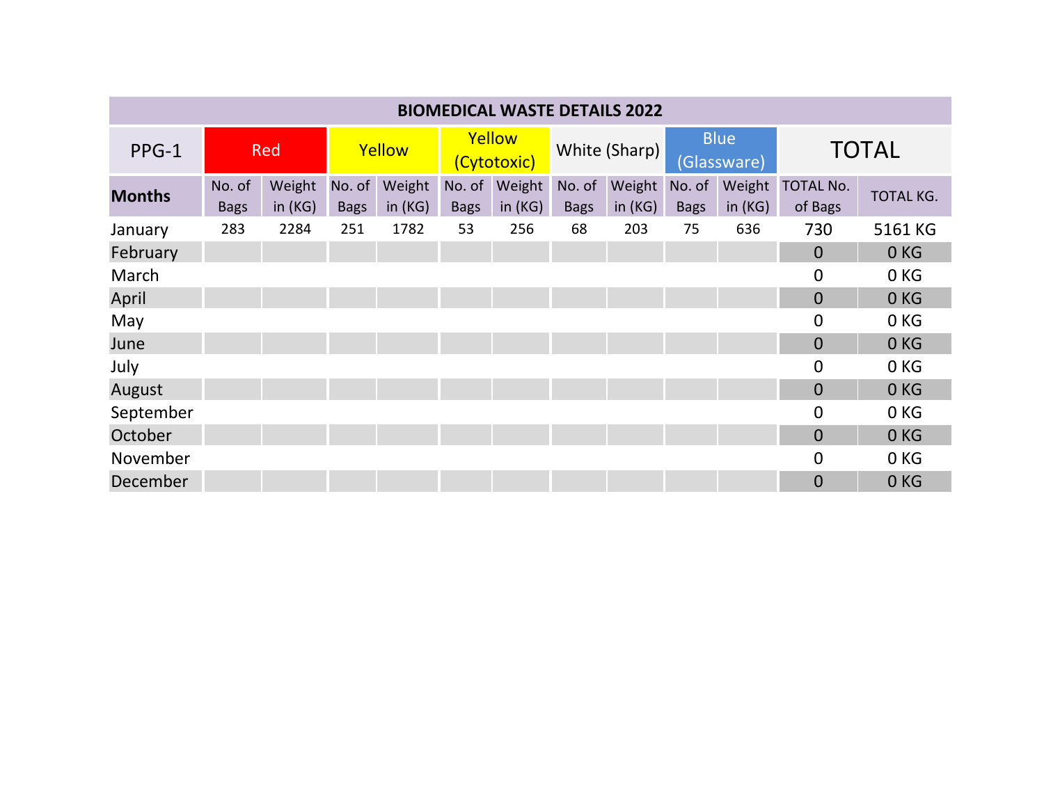| BIOMEDICAL WASTE DETAILS 2022 | | | | | | | | | | | | |
|---|---|---|---|---|---|---|---|---|---|---|---|---|
| PPG-1 | Red | | Yellow | | Yellow (Cytotoxic) | | White (Sharp) | | Blue (Glassware) | | TOTAL | |
| Months | No. of Bags | Weight in (KG) | No. of Bags | Weight in (KG) | No. of Bags | Weight in (KG) | No. of Bags | Weight in (KG) | No. of Bags | Weight in (KG) | TOTAL No. of Bags | TOTAL KG. |
| January | 283 | 2284 | 251 | 1782 | 53 | 256 | 68 | 203 | 75 | 636 | 730 | 5161 KG |
| February | | | | | | | | | | | 0 | 0 KG |
| March | | | | | | | | | | | 0 | 0 KG |
| April | | | | | | | | | | | 0 | 0 KG |
| May | | | | | | | | | | | 0 | 0 KG |
| June | | | | | | | | | | | 0 | 0 KG |
| July | | | | | | | | | | | 0 | 0 KG |
| August | | | | | | | | | | | 0 | 0 KG |
| September | | | | | | | | | | | 0 | 0 KG |
| October | | | | | | | | | | | 0 | 0 KG |
| November | | | | | | | | | | | 0 | 0 KG |
| December | | | | | | | | | | | 0 | 0 KG |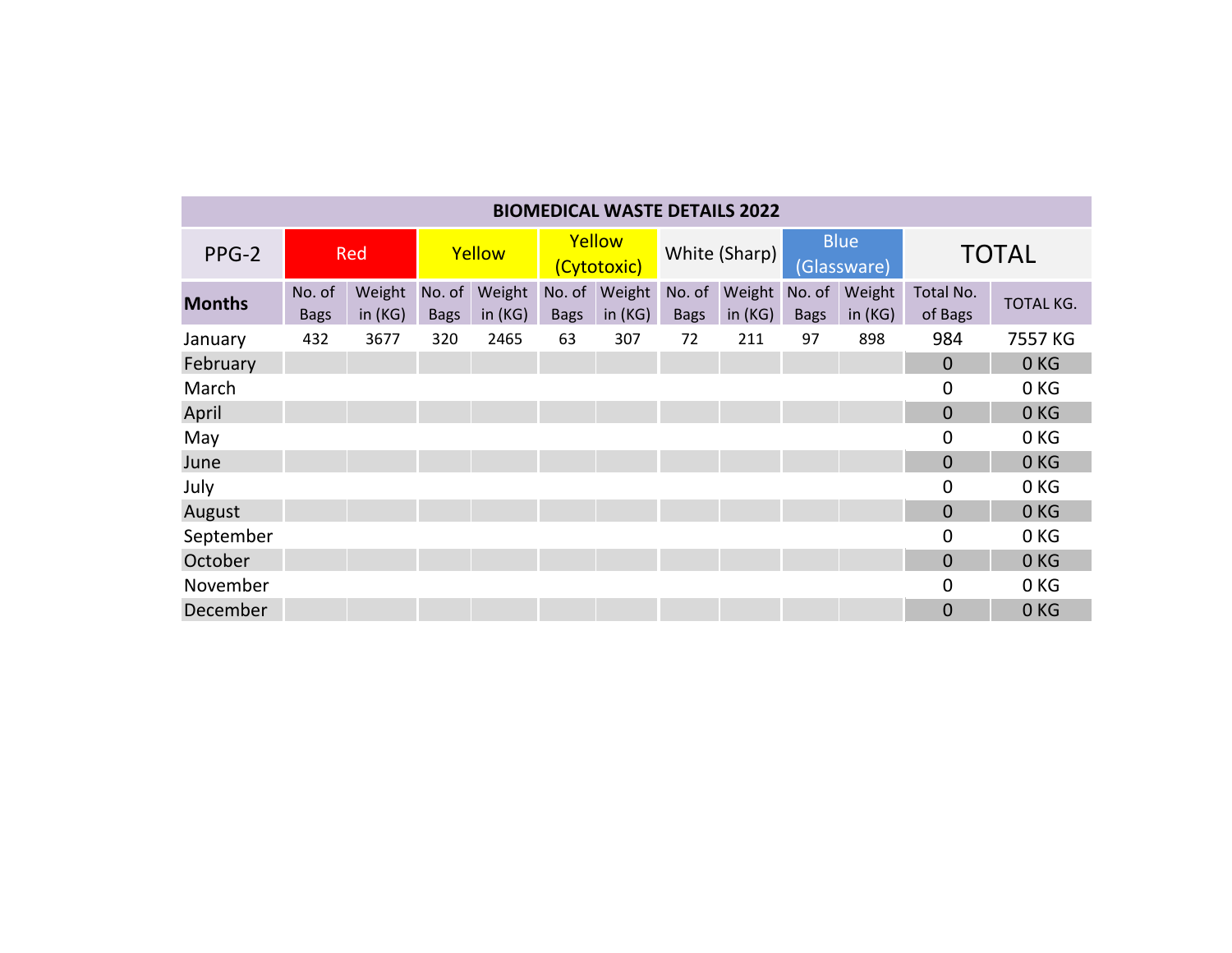| BIOMEDICAL WASTE DETAILS 2022 | | | | | | | | | | | | |
|---|---|---|---|---|---|---|---|---|---|---|---|---|
| PPG-2 | Red | | Yellow | | Yellow (Cytotoxic) | | White (Sharp) | | Blue (Glassware) | | TOTAL | |
| **Months** | No. of Bags | Weight in (KG) | No. of Bags | Weight in (KG) | No. of Bags | Weight in (KG) | No. of Bags | Weight in (KG) | No. of Bags | Weight in (KG) | Total No. of Bags | TOTAL KG. |
| January | 432 | 3677 | 320 | 2465 | 63 | 307 | 72 | 211 | 97 | 898 | 984 | 7557 KG |
| February | | | | | | | | | | | 0 | 0 KG |
| March | | | | | | | | | | | 0 | 0 KG |
| April | | | | | | | | | | | 0 | 0 KG |
| May | | | | | | | | | | | 0 | 0 KG |
| June | | | | | | | | | | | 0 | 0 KG |
| July | | | | | | | | | | | 0 | 0 KG |
| August | | | | | | | | | | | 0 | 0 KG |
| September | | | | | | | | | | | 0 | 0 KG |
| October | | | | | | | | | | | 0 | 0 KG |
| November | | | | | | | | | | | 0 | 0 KG |
| December | | | | | | | | | | | 0 | 0 KG |